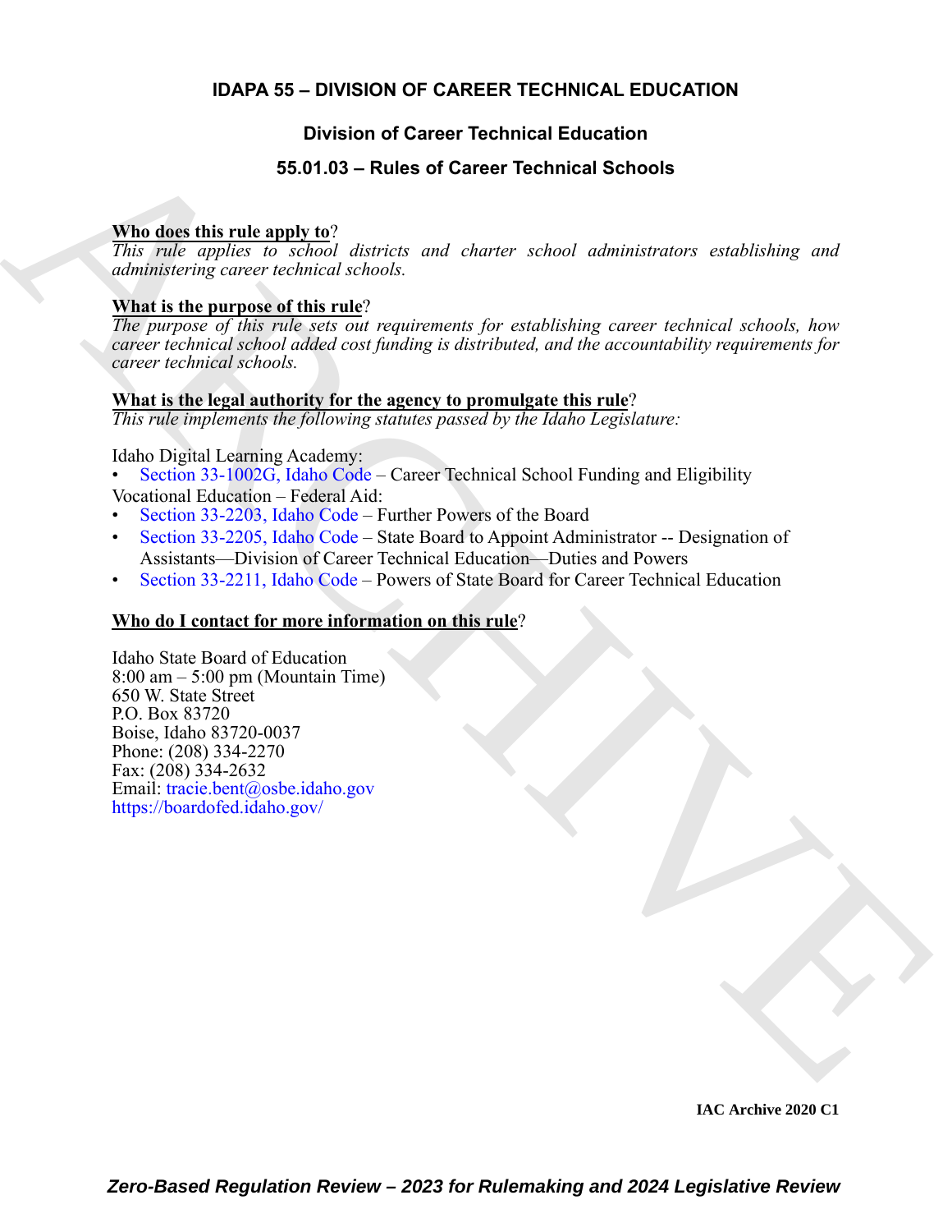# IDAPA 55 – DIVISION OF CAREER TECHNICAL EDUCATION

## Division of Career Technical Education

## 55.01.03 – Rules of Career Technical Schools

**Who does this rule apply to?**
*This rule applies to school districts and charter school administrators establishing and administering career technical schools.*

**What is the purpose of this rule?**
*The purpose of this rule sets out requirements for establishing career technical schools, how career technical school added cost funding is distributed, and the accountability requirements for career technical schools.*

**What is the legal authority for the agency to promulgate this rule?**
*This rule implements the following statutes passed by the Idaho Legislature:*

Idaho Digital Learning Academy:
- Section 33-1002G, Idaho Code – Career Technical School Funding and Eligibility

Vocational Education – Federal Aid:
- Section 33-2203, Idaho Code – Further Powers of the Board
- Section 33-2205, Idaho Code – State Board to Appoint Administrator -- Designation of Assistants—Division of Career Technical Education—Duties and Powers
- Section 33-2211, Idaho Code – Powers of State Board for Career Technical Education

**Who do I contact for more information on this rule?**

Idaho State Board of Education
8:00 am – 5:00 pm (Mountain Time)
650 W. State Street
P.O. Box 83720
Boise, Idaho 83720-0037
Phone: (208) 334-2270
Fax: (208) 334-2632
Email: tracie.bent@osbe.idaho.gov
https://boardofed.idaho.gov/

IAC Archive 2020 C1

*Zero-Based Regulation Review – 2023 for Rulemaking and 2024 Legislative Review*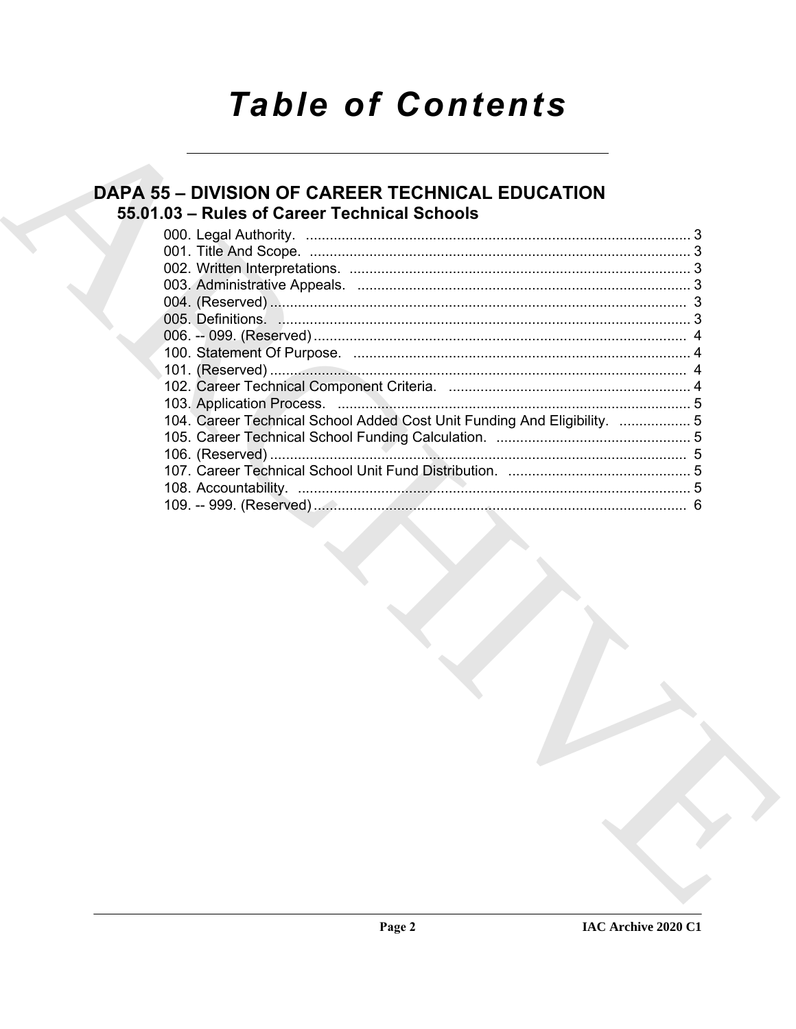# Table of Contents

## DAPA 55 – DIVISION OF CAREER TECHNICAL EDUCATION

### 55.01.03 – Rules of Career Technical Schools

000. Legal Authority. ..... 3
001. Title And Scope. ..... 3
002. Written Interpretations. ..... 3
003. Administrative Appeals. ..... 3
004. (Reserved) ..... 3
005. Definitions. ..... 3
006. -- 099. (Reserved) ..... 4
100. Statement Of Purpose. ..... 4
101. (Reserved) ..... 4
102. Career Technical Component Criteria. ..... 4
103. Application Process. ..... 5
104. Career Technical School Added Cost Unit Funding And Eligibility. ..... 5
105. Career Technical School Funding Calculation. ..... 5
106. (Reserved) ..... 5
107. Career Technical School Unit Fund Distribution. ..... 5
108. Accountability. ..... 5
109. -- 999. (Reserved) ..... 6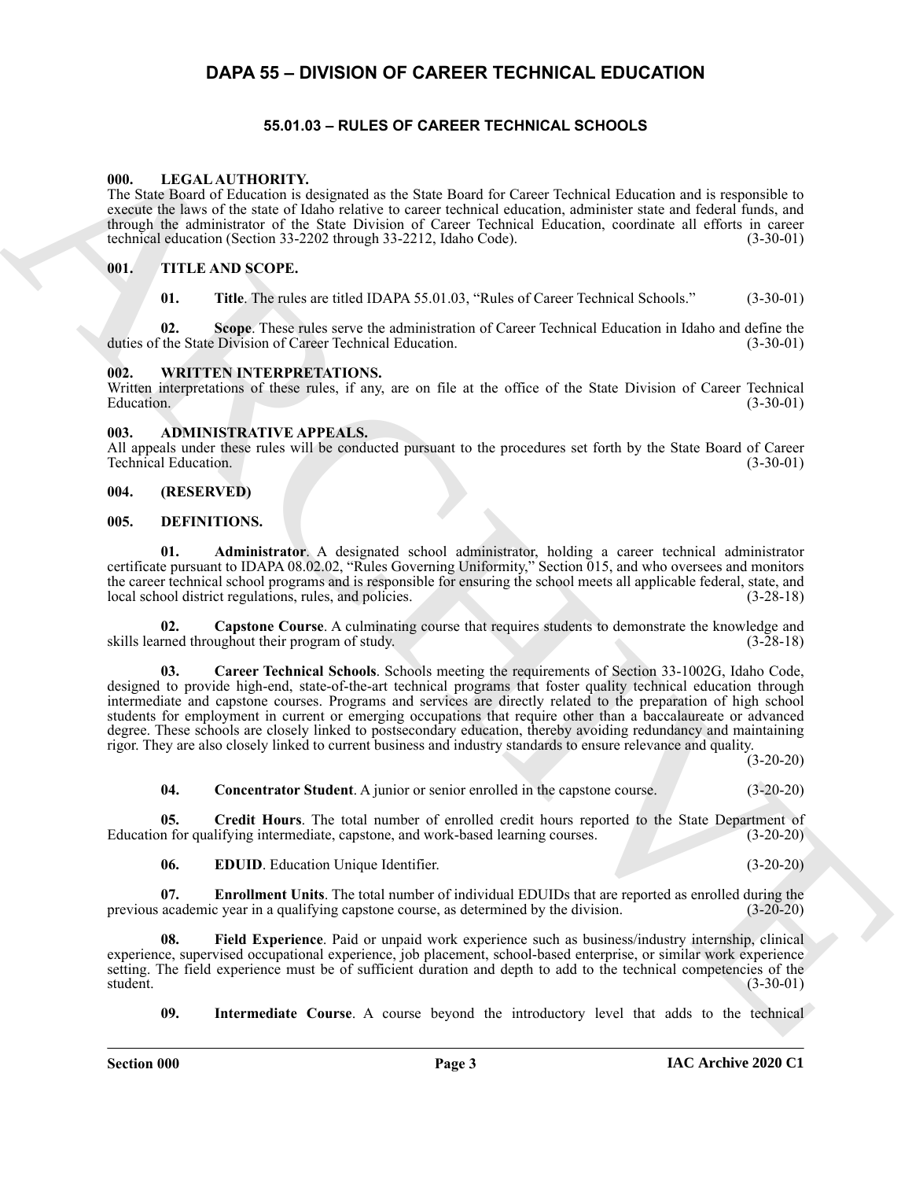# DAPA 55 – DIVISION OF CAREER TECHNICAL EDUCATION

## 55.01.03 – RULES OF CAREER TECHNICAL SCHOOLS

### 000. LEGAL AUTHORITY.

The State Board of Education is designated as the State Board for Career Technical Education and is responsible to execute the laws of the state of Idaho relative to career technical education, administer state and federal funds, and through the administrator of the State Division of Career Technical Education, coordinate all efforts in career technical education (Section 33-2202 through 33-2212, Idaho Code). (3-30-01)

### 001. TITLE AND SCOPE.

**01. Title**. The rules are titled IDAPA 55.01.03, "Rules of Career Technical Schools." (3-30-01)

**02. Scope**. These rules serve the administration of Career Technical Education in Idaho and define the duties of the State Division of Career Technical Education. (3-30-01)

### 002. WRITTEN INTERPRETATIONS.

Written interpretations of these rules, if any, are on file at the office of the State Division of Career Technical Education. (3-30-01)

### 003. ADMINISTRATIVE APPEALS.

All appeals under these rules will be conducted pursuant to the procedures set forth by the State Board of Career Technical Education. (3-30-01)

### 004. (RESERVED)

### 005. DEFINITIONS.

**01. Administrator**. A designated school administrator, holding a career technical administrator certificate pursuant to IDAPA 08.02.02, "Rules Governing Uniformity," Section 015, and who oversees and monitors the career technical school programs and is responsible for ensuring the school meets all applicable federal, state, and local school district regulations, rules, and policies. (3-28-18)

**02. Capstone Course**. A culminating course that requires students to demonstrate the knowledge and skills learned throughout their program of study. (3-28-18)

**03. Career Technical Schools**. Schools meeting the requirements of Section 33-1002G, Idaho Code, designed to provide high-end, state-of-the-art technical programs that foster quality technical education through intermediate and capstone courses. Programs and services are directly related to the preparation of high school students for employment in current or emerging occupations that require other than a baccalaureate or advanced degree. These schools are closely linked to postsecondary education, thereby avoiding redundancy and maintaining rigor. They are also closely linked to current business and industry standards to ensure relevance and quality. (3-20-20)

**04. Concentrator Student**. A junior or senior enrolled in the capstone course. (3-20-20)

**05. Credit Hours**. The total number of enrolled credit hours reported to the State Department of Education for qualifying intermediate, capstone, and work-based learning courses. (3-20-20)

**06. EDUID**. Education Unique Identifier. (3-20-20)

**07. Enrollment Units**. The total number of individual EDUIDs that are reported as enrolled during the previous academic year in a qualifying capstone course, as determined by the division. (3-20-20)

**08. Field Experience**. Paid or unpaid work experience such as business/industry internship, clinical experience, supervised occupational experience, job placement, school-based enterprise, or similar work experience setting. The field experience must be of sufficient duration and depth to add to the technical competencies of the student. (3-30-01)

**09. Intermediate Course**. A course beyond the introductory level that adds to the technical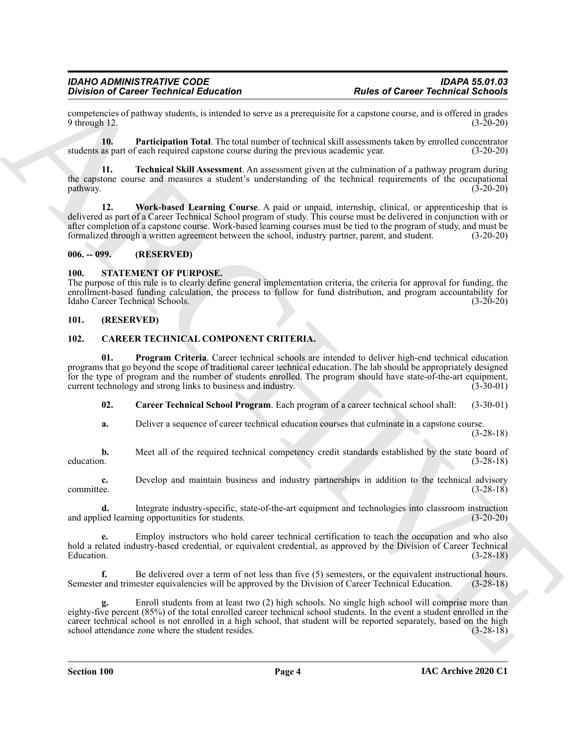competencies of pathway students, is intended to serve as a prerequisite for a capstone course, and is offered in grades 9 through 12. (3-20-20)

**10. Participation Total**. The total number of technical skill assessments taken by enrolled concentrator students as part of each required capstone course during the previous academic year. (3-20-20)

**11. Technical Skill Assessment**. An assessment given at the culmination of a pathway program during the capstone course and measures a student's understanding of the technical requirements of the occupational pathway. (3-20-20)

**12. Work-based Learning Course**. A paid or unpaid, internship, clinical, or apprenticeship that is delivered as part of a Career Technical School program of study. This course must be delivered in conjunction with or after completion of a capstone course. Work-based learning courses must be tied to the program of study, and must be formalized through a written agreement between the school, industry partner, parent, and student. (3-20-20)

## 006. -- 099. (RESERVED)

## 100. STATEMENT OF PURPOSE.

The purpose of this rule is to clearly define general implementation criteria, the criteria for approval for funding, the enrollment-based funding calculation, the process to follow for fund distribution, and program accountability for Idaho Career Technical Schools. (3-20-20)

## 101. (RESERVED)

## 102. CAREER TECHNICAL COMPONENT CRITERIA.

**01. Program Criteria**. Career technical schools are intended to deliver high-end technical education programs that go beyond the scope of traditional career technical education. The lab should be appropriately designed for the type of program and the number of students enrolled. The program should have state-of-the-art equipment, current technology and strong links to business and industry. (3-30-01)

**02. Career Technical School Program**. Each program of a career technical school shall: (3-30-01)

**a.** Deliver a sequence of career technical education courses that culminate in a capstone course. (3-28-18)

**b.** Meet all of the required technical competency credit standards established by the state board of education. (3-28-18)

**c.** Develop and maintain business and industry partnerships in addition to the technical advisory committee. (3-28-18)

**d.** Integrate industry-specific, state-of-the-art equipment and technologies into classroom instruction and applied learning opportunities for students. (3-20-20)

**e.** Employ instructors who hold career technical certification to teach the occupation and who also hold a related industry-based credential, or equivalent credential, as approved by the Division of Career Technical Education. (3-28-18)

**f.** Be delivered over a term of not less than five (5) semesters, or the equivalent instructional hours. Semester and trimester equivalencies will be approved by the Division of Career Technical Education. (3-28-18)

**g.** Enroll students from at least two (2) high schools. No single high school will comprise more than eighty-five percent (85%) of the total enrolled career technical school students. In the event a student enrolled in the career technical school is not enrolled in a high school, that student will be reported separately, based on the high school attendance zone where the student resides. (3-28-18)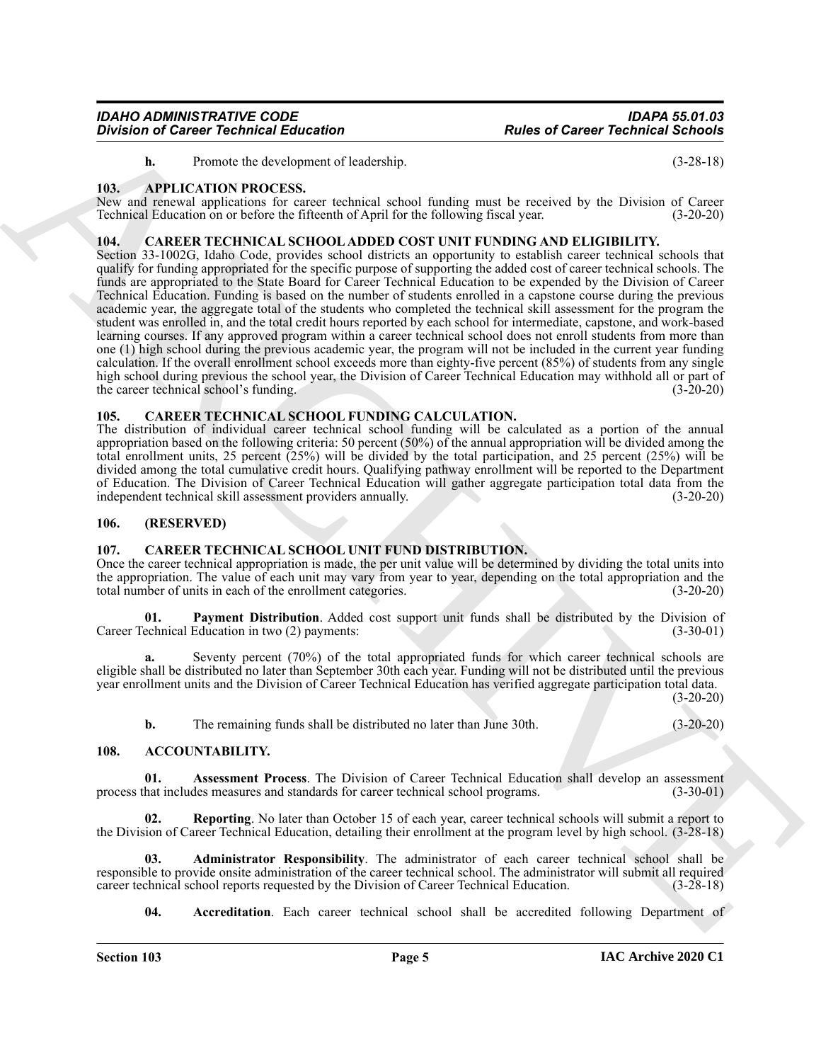**h.** Promote the development of leadership. (3-28-18)

### 103. APPLICATION PROCESS.

New and renewal applications for career technical school funding must be received by the Division of Career Technical Education on or before the fifteenth of April for the following fiscal year. (3-20-20)

### 104. CAREER TECHNICAL SCHOOL ADDED COST UNIT FUNDING AND ELIGIBILITY.

Section 33-1002G, Idaho Code, provides school districts an opportunity to establish career technical schools that qualify for funding appropriated for the specific purpose of supporting the added cost of career technical schools. The funds are appropriated to the State Board for Career Technical Education to be expended by the Division of Career Technical Education. Funding is based on the number of students enrolled in a capstone course during the previous academic year, the aggregate total of the students who completed the technical skill assessment for the program the student was enrolled in, and the total credit hours reported by each school for intermediate, capstone, and work-based learning courses. If any approved program within a career technical school does not enroll students from more than one (1) high school during the previous academic year, the program will not be included in the current year funding calculation. If the overall enrollment school exceeds more than eighty-five percent (85%) of students from any single high school during previous the school year, the Division of Career Technical Education may withhold all or part of the career technical school's funding. (3-20-20)

### 105. CAREER TECHNICAL SCHOOL FUNDING CALCULATION.

The distribution of individual career technical school funding will be calculated as a portion of the annual appropriation based on the following criteria: 50 percent (50%) of the annual appropriation will be divided among the total enrollment units, 25 percent (25%) will be divided by the total participation, and 25 percent (25%) will be divided among the total cumulative credit hours. Qualifying pathway enrollment will be reported to the Department of Education. The Division of Career Technical Education will gather aggregate participation total data from the independent technical skill assessment providers annually. (3-20-20)

### 106. (RESERVED)

### 107. CAREER TECHNICAL SCHOOL UNIT FUND DISTRIBUTION.

Once the career technical appropriation is made, the per unit value will be determined by dividing the total units into the appropriation. The value of each unit may vary from year to year, depending on the total appropriation and the total number of units in each of the enrollment categories. (3-20-20)

**01. Payment Distribution**. Added cost support unit funds shall be distributed by the Division of Career Technical Education in two (2) payments: (3-30-01)

**a.** Seventy percent (70%) of the total appropriated funds for which career technical schools are eligible shall be distributed no later than September 30th each year. Funding will not be distributed until the previous year enrollment units and the Division of Career Technical Education has verified aggregate participation total data. (3-20-20)

**b.** The remaining funds shall be distributed no later than June 30th. (3-20-20)

### 108. ACCOUNTABILITY.

**01. Assessment Process**. The Division of Career Technical Education shall develop an assessment process that includes measures and standards for career technical school programs. (3-30-01)

**02. Reporting**. No later than October 15 of each year, career technical schools will submit a report to the Division of Career Technical Education, detailing their enrollment at the program level by high school. (3-28-18)

**03. Administrator Responsibility**. The administrator of each career technical school shall be responsible to provide onsite administration of the career technical school. The administrator will submit all required career technical school reports requested by the Division of Career Technical Education. (3-28-18)

**04. Accreditation**. Each career technical school shall be accredited following Department of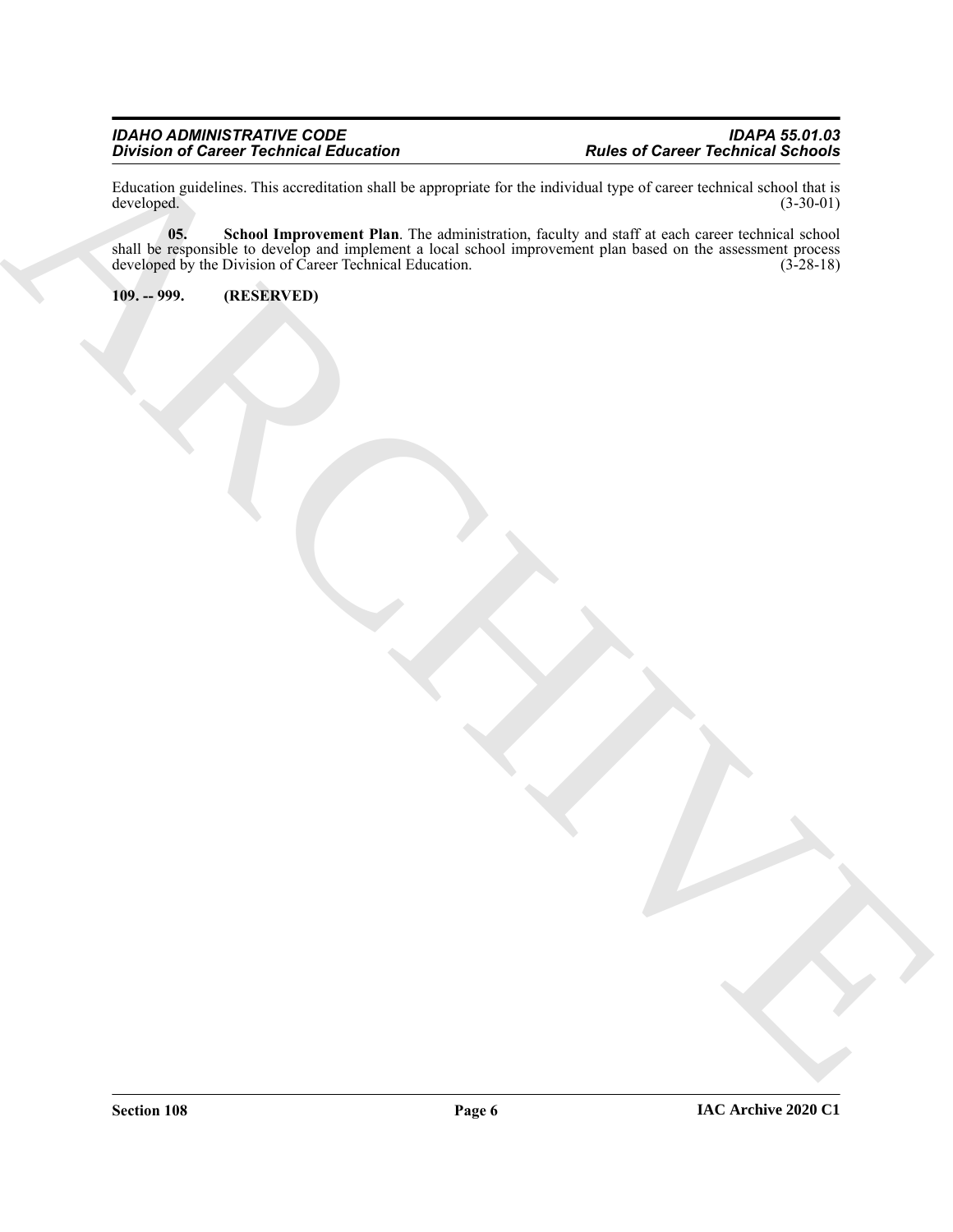Education guidelines. This accreditation shall be appropriate for the individual type of career technical school that is developed. (3-30-01)

**05. School Improvement Plan**. The administration, faculty and staff at each career technical school shall be responsible to develop and implement a local school improvement plan based on the assessment process developed by the Division of Career Technical Education. (3-28-18)

**109. -- 999. (RESERVED)**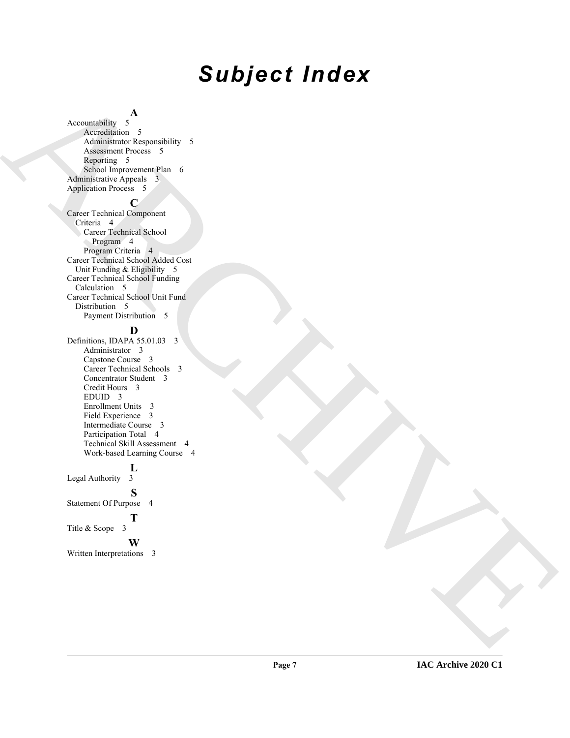# Subject Index

**A**

Accountability 5
- Accreditation 5
- Administrator Responsibility 5
- Assessment Process 5
- Reporting 5
- School Improvement Plan 6

Administrative Appeals 3
Application Process 5

**C**

Career Technical Component Criteria 4
- Career Technical School Program 4
- Program Criteria 4

Career Technical School Added Cost Unit Funding & Eligibility 5
Career Technical School Funding Calculation 5
Career Technical School Unit Fund Distribution 5
- Payment Distribution 5

**D**

Definitions, IDAPA 55.01.03 3
- Administrator 3
- Capstone Course 3
- Career Technical Schools 3
- Concentrator Student 3
- Credit Hours 3
- EDUID 3
- Enrollment Units 3
- Field Experience 3
- Intermediate Course 3
- Participation Total 4
- Technical Skill Assessment 4
- Work-based Learning Course 4

**L**

Legal Authority 3

**S**

Statement Of Purpose 4

**T**

Title & Scope 3

**W**

Written Interpretations 3